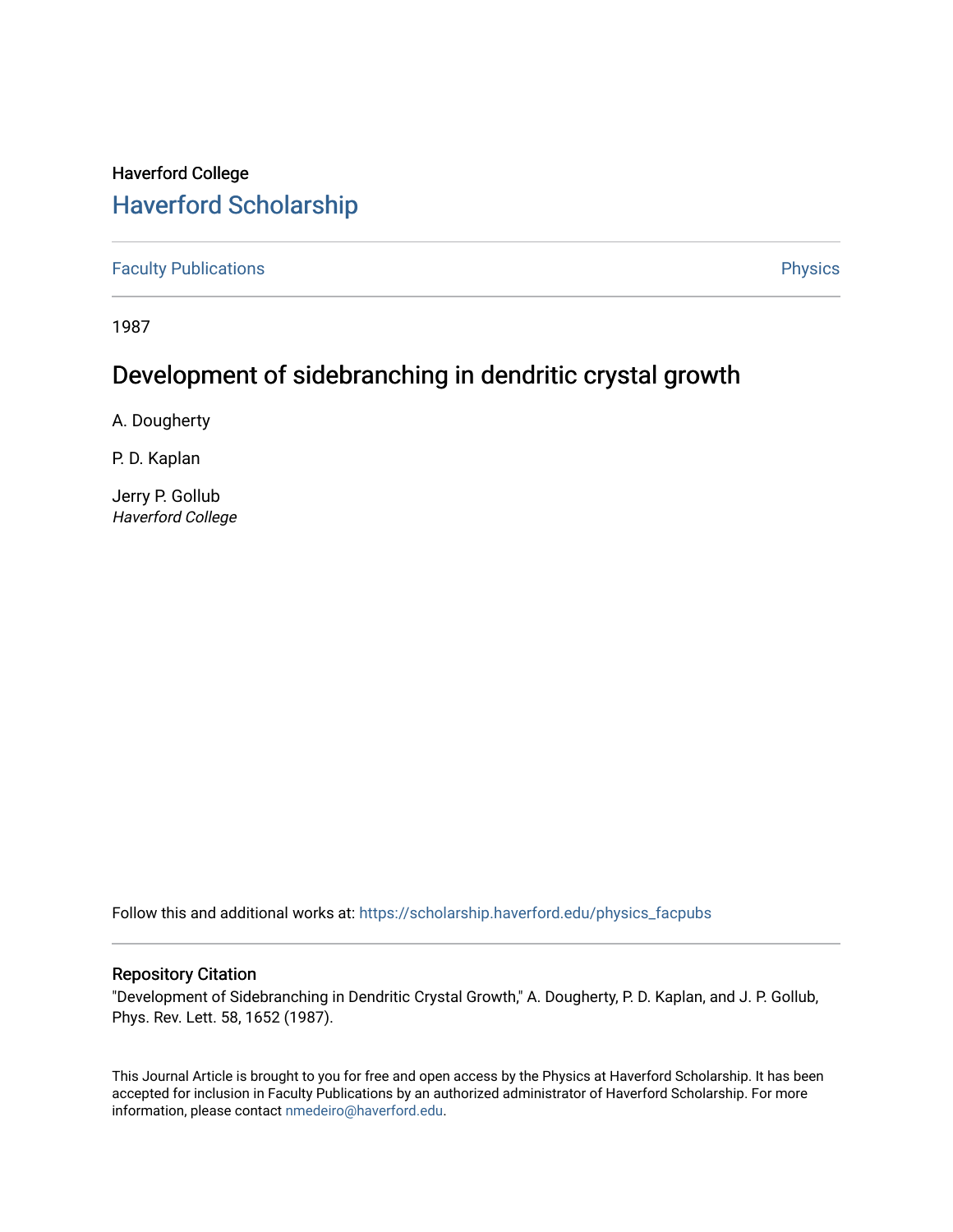Haverford College

## Haverford Scholarship

Faculty Publications

Physics

1987

# Development of sidebranching in dendritic crystal growth

A. Dougherty

P. D. Kaplan

Jerry P. Gollub
*Haverford College*

Follow this and additional works at: https://scholarship.haverford.edu/physics_facpubs

### Repository Citation

"Development of Sidebranching in Dendritic Crystal Growth," A. Dougherty, P. D. Kaplan, and J. P. Gollub, Phys. Rev. Lett. 58, 1652 (1987).

This Journal Article is brought to you for free and open access by the Physics at Haverford Scholarship. It has been accepted for inclusion in Faculty Publications by an authorized administrator of Haverford Scholarship. For more information, please contact nmedeiro@haverford.edu.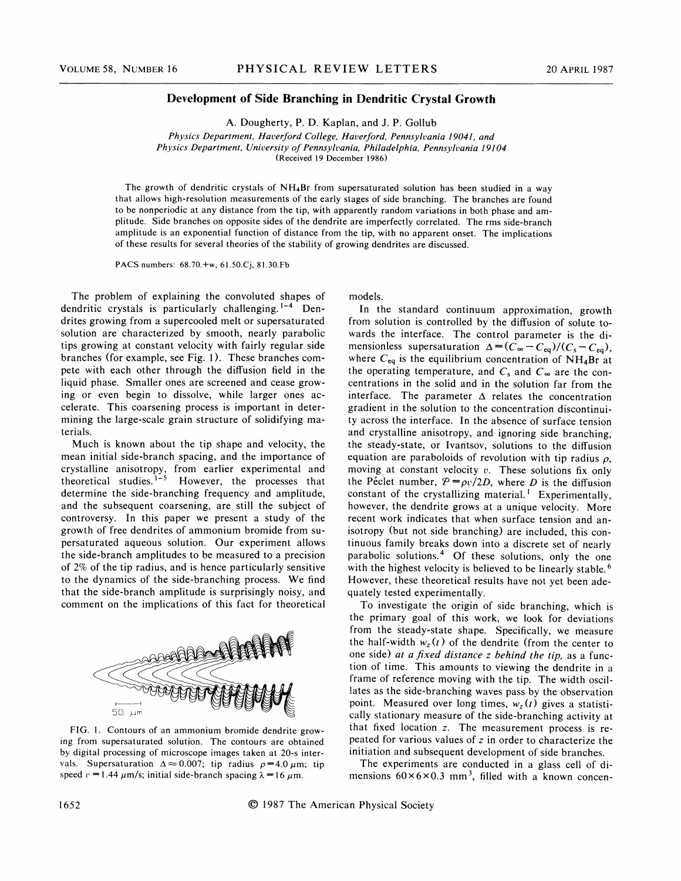# Development of Side Branching in Dendritic Crystal Growth

A. Dougherty, P. D. Kaplan, and J. P. Gollub

*Physics Department, Haverford College, Haverford, Pennsylvania 19041, and*
*Physics Department, University of Pennsylvania, Philadelphia, Pennsylvania 19104*
(Received 19 December 1986)

The growth of dendritic crystals of $NH_4Br$ from supersaturated solution has been studied in a way that allows high-resolution measurements of the early stages of side branching. The branches are found to be nonperiodic at any distance from the tip, with apparently random variations in both phase and amplitude. Side branches on opposite sides of the dendrite are imperfectly correlated. The rms side-branch amplitude is an exponential function of distance from the tip, with no apparent onset. The implications of these results for several theories of the stability of growing dendrites are discussed.

PACS numbers: 68.70.+w, 61.50.Cj, 81.30.Fb

The problem of explaining the convoluted shapes of dendritic crystals is particularly challenging.[1-4] Dendrites growing from a supercooled melt or supersaturated solution are characterized by smooth, nearly parabolic tips growing at constant velocity with fairly regular side branches (for example, see Fig. 1). These branches compete with each other through the diffusion field in the liquid phase. Smaller ones are screened and cease growing or even begin to dissolve, while larger ones accelerate. This coarsening process is important in determining the large-scale grain structure of solidifying materials.

Much is known about the tip shape and velocity, the mean initial side-branch spacing, and the importance of crystalline anisotropy, from earlier experimental and theoretical studies.[1-5] However, the processes that determine the side-branching frequency and amplitude, and the subsequent coarsening, are still the subject of controversy. In this paper we present a study of the growth of free dendrites of ammonium bromide from supersaturated aqueous solution. Our experiment allows the side-branch amplitudes to be measured to a precision of 2% of the tip radius, and is hence particularly sensitive to the dynamics of the side-branching process. We find that the side-branch amplitude is surprisingly noisy, and comment on the implications of this fact for theoretical models.

FIG. 1. Contours of an ammonium bromide dendrite growing from supersaturated solution. The contours are obtained by digital processing of microscope images taken at 20-s intervals. Supersaturation $\Delta \approx 0.007$; tip radius $\rho = 4.0\ \mu m$; tip speed $v = 1.44\ \mu m/s$; initial side-branch spacing $\lambda = 16\ \mu m$.

In the standard continuum approximation, growth from solution is controlled by the diffusion of solute towards the interface. The control parameter is the dimensionless supersaturation $\Delta = (C_\infty - C_{eq})/(C_s - C_{eq})$, where $C_{eq}$ is the equilibrium concentration of $NH_4Br$ at the operating temperature, and $C_s$ and $C_\infty$ are the concentrations in the solid and in the solution far from the interface. The parameter $\Delta$ relates the concentration gradient in the solution to the concentration discontinuity across the interface. In the absence of surface tension and crystalline anisotropy, and ignoring side branching, the steady-state, or Ivantsov, solutions to the diffusion equation are paraboloids of revolution with tip radius $\rho$, moving at constant velocity $v$. These solutions fix only the Péclet number, $\mathcal{P} = \rho v/2D$, where $D$ is the diffusion constant of the crystallizing material.[1] Experimentally, however, the dendrite grows at a unique velocity. More recent work indicates that when surface tension and anisotropy (but not side branching) are included, this continuous family breaks down into a discrete set of nearly parabolic solutions.[4] Of these solutions, only the one with the highest velocity is believed to be linearly stable.[6] However, these theoretical results have not yet been adequately tested experimentally.

To investigate the origin of side branching, which is the primary goal of this work, we look for deviations from the steady-state shape. Specifically, we measure the half-width $w_z(t)$ of the dendrite (from the center to one side) *at a fixed distance z behind the tip,* as a function of time. This amounts to viewing the dendrite in a frame of reference moving with the tip. The width oscillates as the side-branching waves pass by the observation point. Measured over long times, $w_z(t)$ gives a statistically stationary measure of the side-branching activity at that fixed location $z$. The measurement process is repeated for various values of $z$ in order to characterize the initiation and subsequent development of side branches.

The experiments are conducted in a glass cell of dimensions $60 \times 6 \times 0.3\ mm^3$, filled with a known concen-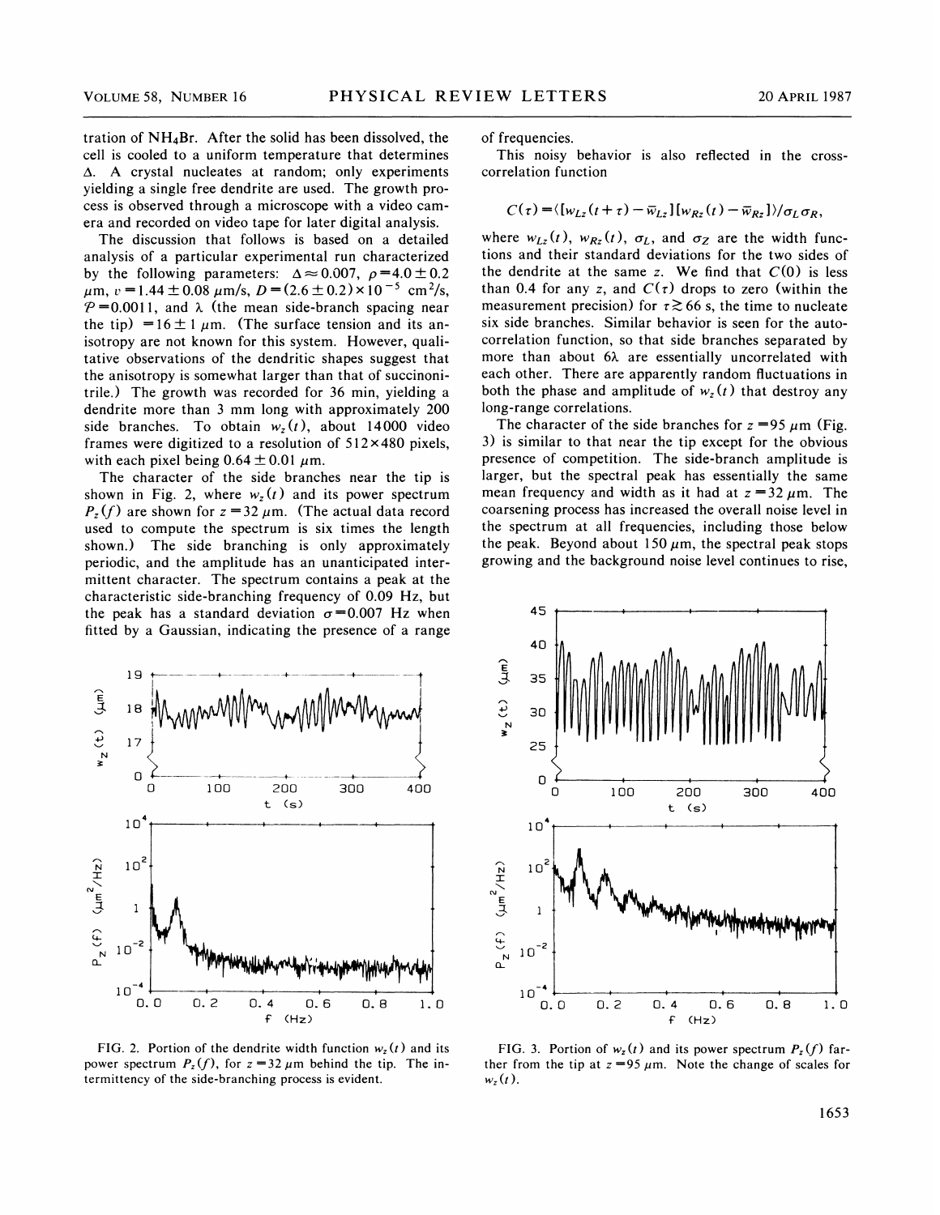tration of $NH_4Br$. After the solid has been dissolved, the cell is cooled to a uniform temperature that determines $\Delta$. A crystal nucleates at random; only experiments yielding a single free dendrite are used. The growth process is observed through a microscope with a video camera and recorded on video tape for later digital analysis.

The discussion that follows is based on a detailed analysis of a particular experimental run characterized by the following parameters: $\Delta \approx 0.007$, $\rho = 4.0 \pm 0.2$ $\mu$m, $v = 1.44 \pm 0.08$ $\mu$m/s, $D = (2.6 \pm 0.2) \times 10^{-5}$ cm$^2$/s, $\mathcal{P} = 0.0011$, and $\lambda$ (the mean side-branch spacing near the tip) $= 16 \pm 1$ $\mu$m. (The surface tension and its anisotropy are not known for this system. However, qualitative observations of the dendritic shapes suggest that the anisotropy is somewhat larger than that of succinonitrile.) The growth was recorded for 36 min, yielding a dendrite more than 3 mm long with approximately 200 side branches. To obtain $w_z(t)$, about 14000 video frames were digitized to a resolution of $512 \times 480$ pixels, with each pixel being $0.64 \pm 0.01$ $\mu$m.

The character of the side branches near the tip is shown in Fig. 2, where $w_z(t)$ and its power spectrum $P_z(f)$ are shown for $z = 32$ $\mu$m. (The actual data record used to compute the spectrum is six times the length shown.) The side branching is only approximately periodic, and the amplitude has an unanticipated intermittent character. The spectrum contains a peak at the characteristic side-branching frequency of 0.09 Hz, but the peak has a standard deviation $\sigma = 0.007$ Hz when fitted by a Gaussian, indicating the presence of a range of frequencies.

This noisy behavior is also reflected in the cross-correlation function

$$C(\tau) = \langle [w_{Lz}(t+\tau) - \bar{w}_{Lz}][w_{Rz}(t) - \bar{w}_{Rz}] \rangle / \sigma_L \sigma_R,$$

where $w_{Lz}(t)$, $w_{Rz}(t)$, $\sigma_L$, and $\sigma_Z$ are the width functions and their standard deviations for the two sides of the dendrite at the same $z$. We find that $C(0)$ is less than 0.4 for any $z$, and $C(\tau)$ drops to zero (within the measurement precision) for $\tau \gtrsim 66$ s, the time to nucleate six side branches. Similar behavior is seen for the autocorrelation function, so that side branches separated by more than about $6\lambda$ are essentially uncorrelated with each other. There are apparently random fluctuations in both the phase and amplitude of $w_z(t)$ that destroy any long-range correlations.

The character of the side branches for $z = 95$ $\mu$m (Fig. 3) is similar to that near the tip except for the obvious presence of competition. The side-branch amplitude is larger, but the spectral peak has essentially the same mean frequency and width as it had at $z = 32$ $\mu$m. The coarsening process has increased the overall noise level in the spectrum at all frequencies, including those below the peak. Beyond about 150 $\mu$m, the spectral peak stops growing and the background noise level continues to rise,

FIG. 2. Portion of the dendrite width function $w_z(t)$ and its power spectrum $P_z(f)$, for $z = 32$ $\mu$m behind the tip. The intermittency of the side-branching process is evident.

FIG. 3. Portion of $w_z(t)$ and its power spectrum $P_z(f)$ farther from the tip at $z = 95$ $\mu$m. Note the change of scales for $w_z(t)$.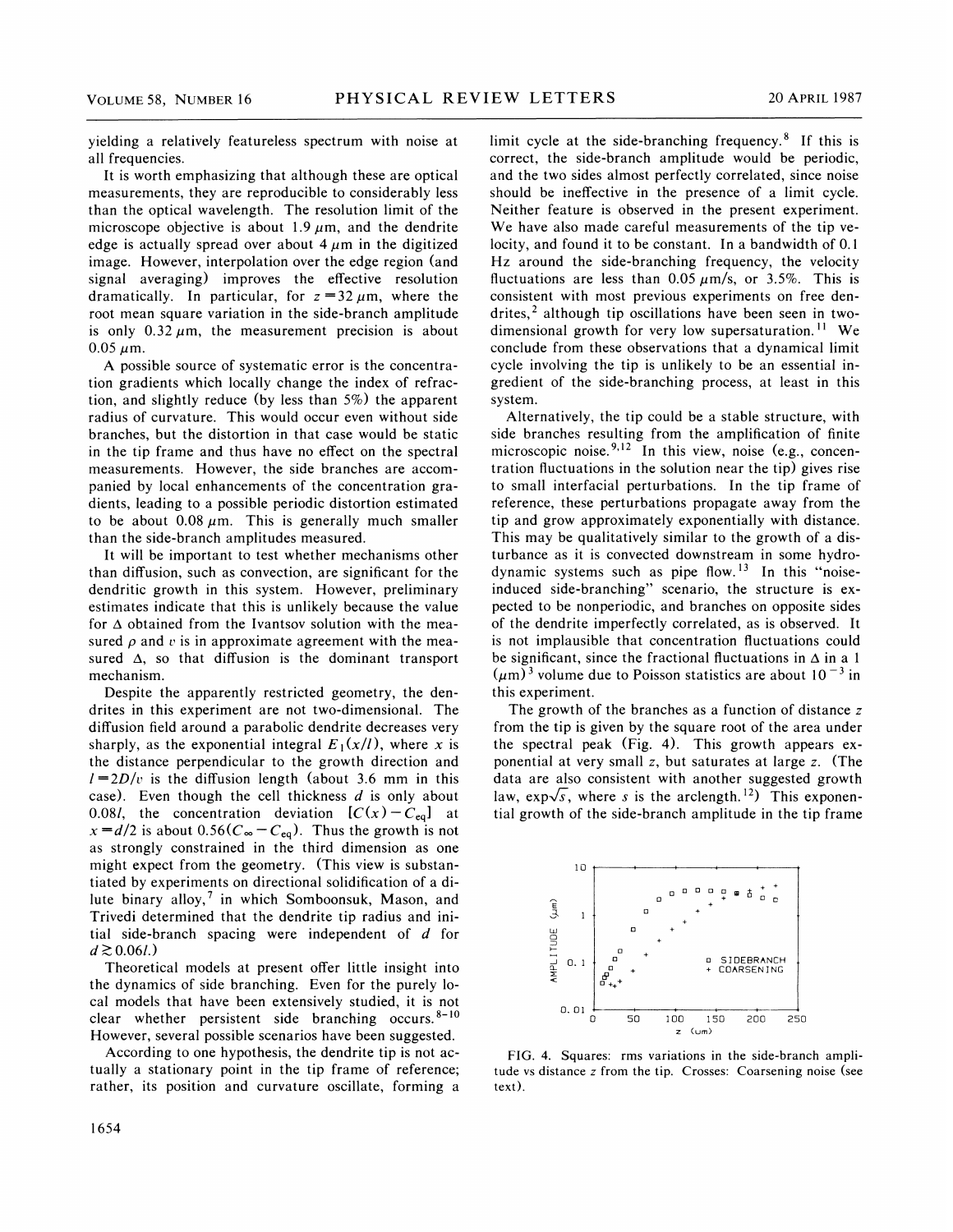yielding a relatively featureless spectrum with noise at all frequencies.

It is worth emphasizing that although these are optical measurements, they are reproducible to considerably less than the optical wavelength. The resolution limit of the microscope objective is about 1.9 $\mu$m, and the dendrite edge is actually spread over about 4 $\mu$m in the digitized image. However, interpolation over the edge region (and signal averaging) improves the effective resolution dramatically. In particular, for $z = 32\ \mu$m, where the root mean square variation in the side-branch amplitude is only 0.32 $\mu$m, the measurement precision is about 0.05 $\mu$m.

A possible source of systematic error is the concentration gradients which locally change the index of refraction, and slightly reduce (by less than 5%) the apparent radius of curvature. This would occur even without side branches, but the distortion in that case would be static in the tip frame and thus have no effect on the spectral measurements. However, the side branches are accompanied by local enhancements of the concentration gradients, leading to a possible periodic distortion estimated to be about 0.08 $\mu$m. This is generally much smaller than the side-branch amplitudes measured.

It will be important to test whether mechanisms other than diffusion, such as convection, are significant for the dendritic growth in this system. However, preliminary estimates indicate that this is unlikely because the value for $\Delta$ obtained from the Ivantsov solution with the measured $\rho$ and $v$ is in approximate agreement with the measured $\Delta$, so that diffusion is the dominant transport mechanism.

Despite the apparently restricted geometry, the dendrites in this experiment are not two-dimensional. The diffusion field around a parabolic dendrite decreases very sharply, as the exponential integral $E_1(x/l)$, where $x$ is the distance perpendicular to the growth direction and $l = 2D/v$ is the diffusion length (about 3.6 mm in this case). Even though the cell thickness $d$ is only about $0.08l$, the concentration deviation $[C(x) - C_{\mathrm{eq}}]$ at $x = d/2$ is about $0.56(C_\infty - C_{\mathrm{eq}})$. Thus the growth is not as strongly constrained in the third dimension as one might expect from the geometry. (This view is substantiated by experiments on directional solidification of a dilute binary alloy,[7] in which Somboonsuk, Mason, and Trivedi determined that the dendrite tip radius and initial side-branch spacing were independent of $d$ for $d \gtrsim 0.06l$.)

Theoretical models at present offer little insight into the dynamics of side branching. Even for the purely local models that have been extensively studied, it is not clear whether persistent side branching occurs.[8-10] However, several possible scenarios have been suggested.

According to one hypothesis, the dendrite tip is not actually a stationary point in the tip frame of reference; rather, its position and curvature oscillate, forming a limit cycle at the side-branching frequency.[8] If this is correct, the side-branch amplitude would be periodic, and the two sides almost perfectly correlated, since noise should be ineffective in the presence of a limit cycle. Neither feature is observed in the present experiment. We have also made careful measurements of the tip velocity, and found it to be constant. In a bandwidth of 0.1 Hz around the side-branching frequency, the velocity fluctuations are less than 0.05 $\mu$m/s, or 3.5%. This is consistent with most previous experiments on free dendrites,[2] although tip oscillations have been seen in two-dimensional growth for very low supersaturation.[11] We conclude from these observations that a dynamical limit cycle involving the tip is unlikely to be an essential ingredient of the side-branching process, at least in this system.

Alternatively, the tip could be a stable structure, with side branches resulting from the amplification of finite microscopic noise.[9,12] In this view, noise (e.g., concentration fluctuations in the solution near the tip) gives rise to small interfacial perturbations. In the tip frame of reference, these perturbations propagate away from the tip and grow approximately exponentially with distance. This may be qualitatively similar to the growth of a disturbance as it is convected downstream in some hydrodynamic systems such as pipe flow.[13] In this "noise-induced side-branching" scenario, the structure is expected to be nonperiodic, and branches on opposite sides of the dendrite imperfectly correlated, as is observed. It is not implausible that concentration fluctuations could be significant, since the fractional fluctuations in $\Delta$ in a 1 $(\mu\mathrm{m})^3$ volume due to Poisson statistics are about $10^{-3}$ in this experiment.

The growth of the branches as a function of distance $z$ from the tip is given by the square root of the area under the spectral peak (Fig. 4). This growth appears exponential at very small $z$, but saturates at large $z$. (The data are also consistent with another suggested growth law, $\exp\sqrt{s}$, where $s$ is the arclength.[12]) This exponential growth of the side-branch amplitude in the tip frame

FIG. 4. Squares: rms variations in the side-branch amplitude vs distance $z$ from the tip. Crosses: Coarsening noise (see text).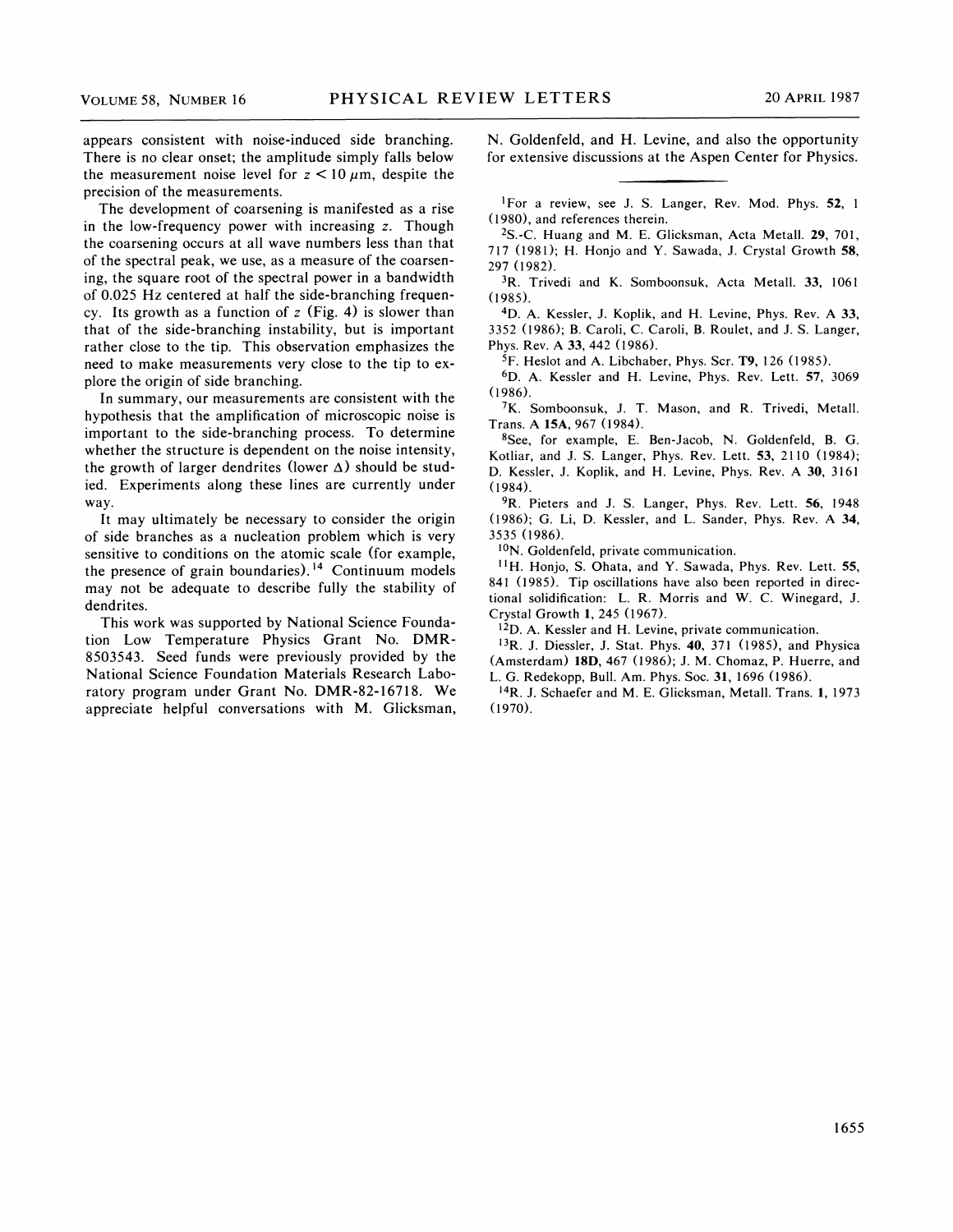appears consistent with noise-induced side branching. There is no clear onset; the amplitude simply falls below the measurement noise level for $z < 10\ \mu$m, despite the precision of the measurements.

The development of coarsening is manifested as a rise in the low-frequency power with increasing $z$. Though the coarsening occurs at all wave numbers less than that of the spectral peak, we use, as a measure of the coarsening, the square root of the spectral power in a bandwidth of 0.025 Hz centered at half the side-branching frequency. Its growth as a function of $z$ (Fig. 4) is slower than that of the side-branching instability, but is important rather close to the tip. This observation emphasizes the need to make measurements very close to the tip to explore the origin of side branching.

In summary, our measurements are consistent with the hypothesis that the amplification of microscopic noise is important to the side-branching process. To determine whether the structure is dependent on the noise intensity, the growth of larger dendrites (lower $\Delta$) should be studied. Experiments along these lines are currently under way.

It may ultimately be necessary to consider the origin of side branches as a nucleation problem which is very sensitive to conditions on the atomic scale (for example, the presence of grain boundaries).[14] Continuum models may not be adequate to describe fully the stability of dendrites.

This work was supported by National Science Foundation Low Temperature Physics Grant No. DMR-8503543. Seed funds were previously provided by the National Science Foundation Materials Research Laboratory program under Grant No. DMR-82-16718. We appreciate helpful conversations with M. Glicksman, N. Goldenfeld, and H. Levine, and also the opportunity for extensive discussions at the Aspen Center for Physics.

---

[1] For a review, see J. S. Langer, Rev. Mod. Phys. **52**, 1 (1980), and references therein.

[2] S.-C. Huang and M. E. Glicksman, Acta Metall. **29**, 701, 717 (1981); H. Honjo and Y. Sawada, J. Crystal Growth **58**, 297 (1982).

[3] R. Trivedi and K. Somboonsuk, Acta Metall. **33**, 1061 (1985).

[4] D. A. Kessler, J. Koplik, and H. Levine, Phys. Rev. A **33**, 3352 (1986); B. Caroli, C. Caroli, B. Roulet, and J. S. Langer, Phys. Rev. A **33**, 442 (1986).

[5] F. Heslot and A. Libchaber, Phys. Scr. **T9**, 126 (1985).

[6] D. A. Kessler and H. Levine, Phys. Rev. Lett. **57**, 3069 (1986).

[7] K. Somboonsuk, J. T. Mason, and R. Trivedi, Metall. Trans. A **15A**, 967 (1984).

[8] See, for example, E. Ben-Jacob, N. Goldenfeld, B. G. Kotliar, and J. S. Langer, Phys. Rev. Lett. **53**, 2110 (1984); D. Kessler, J. Koplik, and H. Levine, Phys. Rev. A **30**, 3161 (1984).

[9] R. Pieters and J. S. Langer, Phys. Rev. Lett. **56**, 1948 (1986); G. Li, D. Kessler, and L. Sander, Phys. Rev. A **34**, 3535 (1986).

[10] N. Goldenfeld, private communication.

[11] H. Honjo, S. Ohata, and Y. Sawada, Phys. Rev. Lett. **55**, 841 (1985). Tip oscillations have also been reported in directional solidification: L. R. Morris and W. C. Winegard, J. Crystal Growth **1**, 245 (1967).

[12] D. A. Kessler and H. Levine, private communication.

[13] R. J. Diessler, J. Stat. Phys. **40**, 371 (1985), and Physica (Amsterdam) **18D**, 467 (1986); J. M. Chomaz, P. Huerre, and L. G. Redekopp, Bull. Am. Phys. Soc. **31**, 1696 (1986).

[14] R. J. Schaefer and M. E. Glicksman, Metall. Trans. **1**, 1973 (1970).